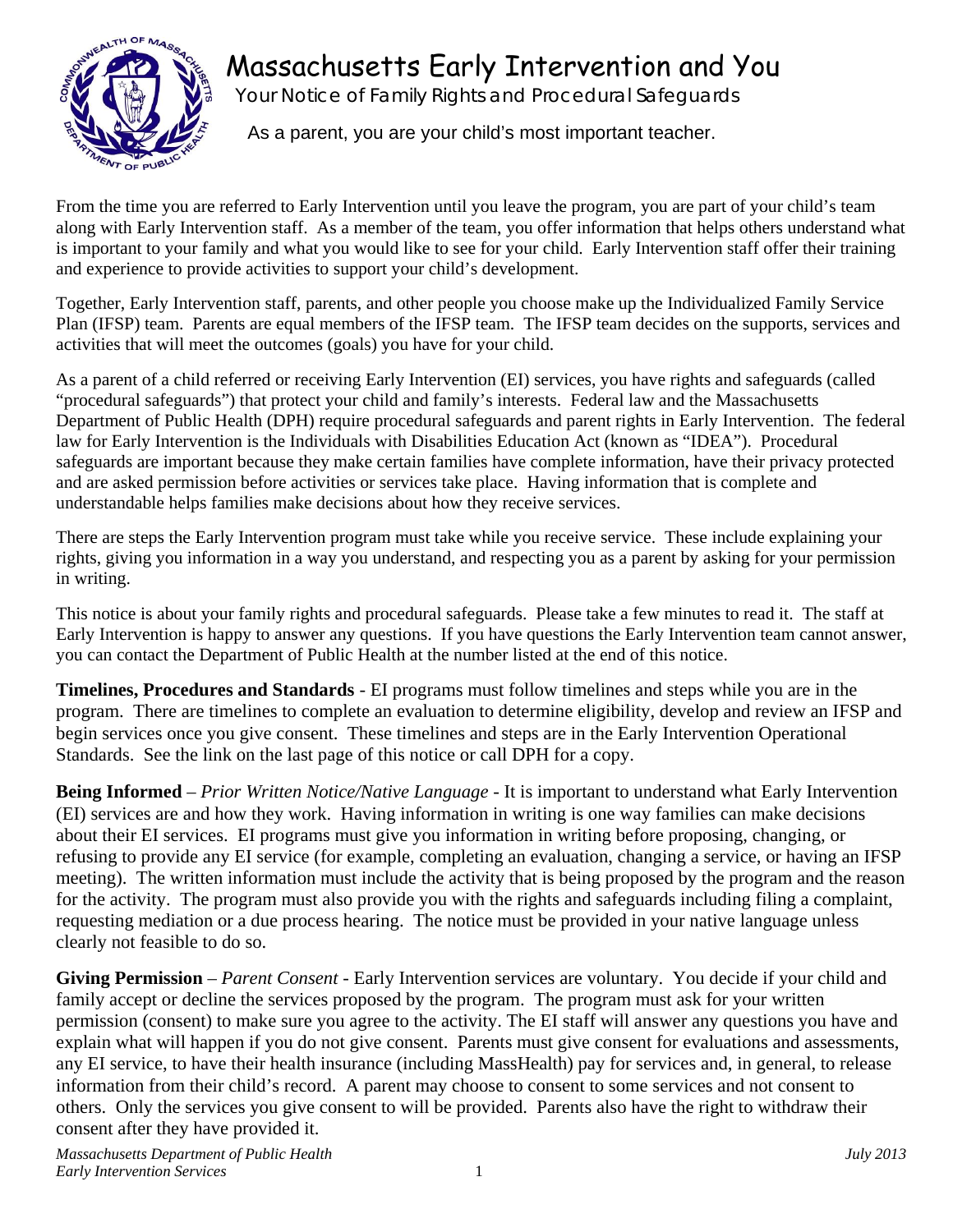# Massachusetts Early Intervention and You

Your Notice of Family Rights and Procedural Safeguards

As a parent, you are your child's most important teacher.

From the time you are referred to Early Intervention until you leave the program, you are part of your child's team along with Early Intervention staff. As a member of the team, you offer information that helps others understand what is important to your family and what you would like to see for your child. Early Intervention staff offer their training and experience to provide activities to support your child's development.

Together, Early Intervention staff, parents, and other people you choose make up the Individualized Family Service Plan (IFSP) team. Parents are equal members of the IFSP team. The IFSP team decides on the supports, services and activities that will meet the outcomes (goals) you have for your child.

As a parent of a child referred or receiving Early Intervention (EI) services, you have rights and safeguards (called "procedural safeguards") that protect your child and family's interests. Federal law and the Massachusetts Department of Public Health (DPH) require procedural safeguards and parent rights in Early Intervention. The federal law for Early Intervention is the Individuals with Disabilities Education Act (known as "IDEA"). Procedural safeguards are important because they make certain families have complete information, have their privacy protected and are asked permission before activities or services take place. Having information that is complete and understandable helps families make decisions about how they receive services.

There are steps the Early Intervention program must take while you receive service. These include explaining your rights, giving you information in a way you understand, and respecting you as a parent by asking for your permission in writing.

This notice is about your family rights and procedural safeguards. Please take a few minutes to read it. The staff at Early Intervention is happy to answer any questions. If you have questions the Early Intervention team cannot answer, you can contact the Department of Public Health at the number listed at the end of this notice.

**Timelines, Procedures and Standards** - EI programs must follow timelines and steps while you are in the program. There are timelines to complete an evaluation to determine eligibility, develop and review an IFSP and begin services once you give consent. These timelines and steps are in the Early Intervention Operational Standards. See the link on the last page of this notice or call DPH for a copy.

**Being Informed** – *Prior Written Notice/Native Language* - It is important to understand what Early Intervention (EI) services are and how they work. Having information in writing is one way families can make decisions about their EI services. EI programs must give you information in writing before proposing, changing, or refusing to provide any EI service (for example, completing an evaluation, changing a service, or having an IFSP meeting). The written information must include the activity that is being proposed by the program and the reason for the activity. The program must also provide you with the rights and safeguards including filing a complaint, requesting mediation or a due process hearing. The notice must be provided in your native language unless clearly not feasible to do so.

**Giving Permission** – *Parent Consent* - Early Intervention services are voluntary. You decide if your child and family accept or decline the services proposed by the program. The program must ask for your written permission (consent) to make sure you agree to the activity. The EI staff will answer any questions you have and explain what will happen if you do not give consent. Parents must give consent for evaluations and assessments, any EI service, to have their health insurance (including MassHealth) pay for services and, in general, to release information from their child's record. A parent may choose to consent to some services and not consent to others. Only the services you give consent to will be provided. Parents also have the right to withdraw their consent after they have provided it.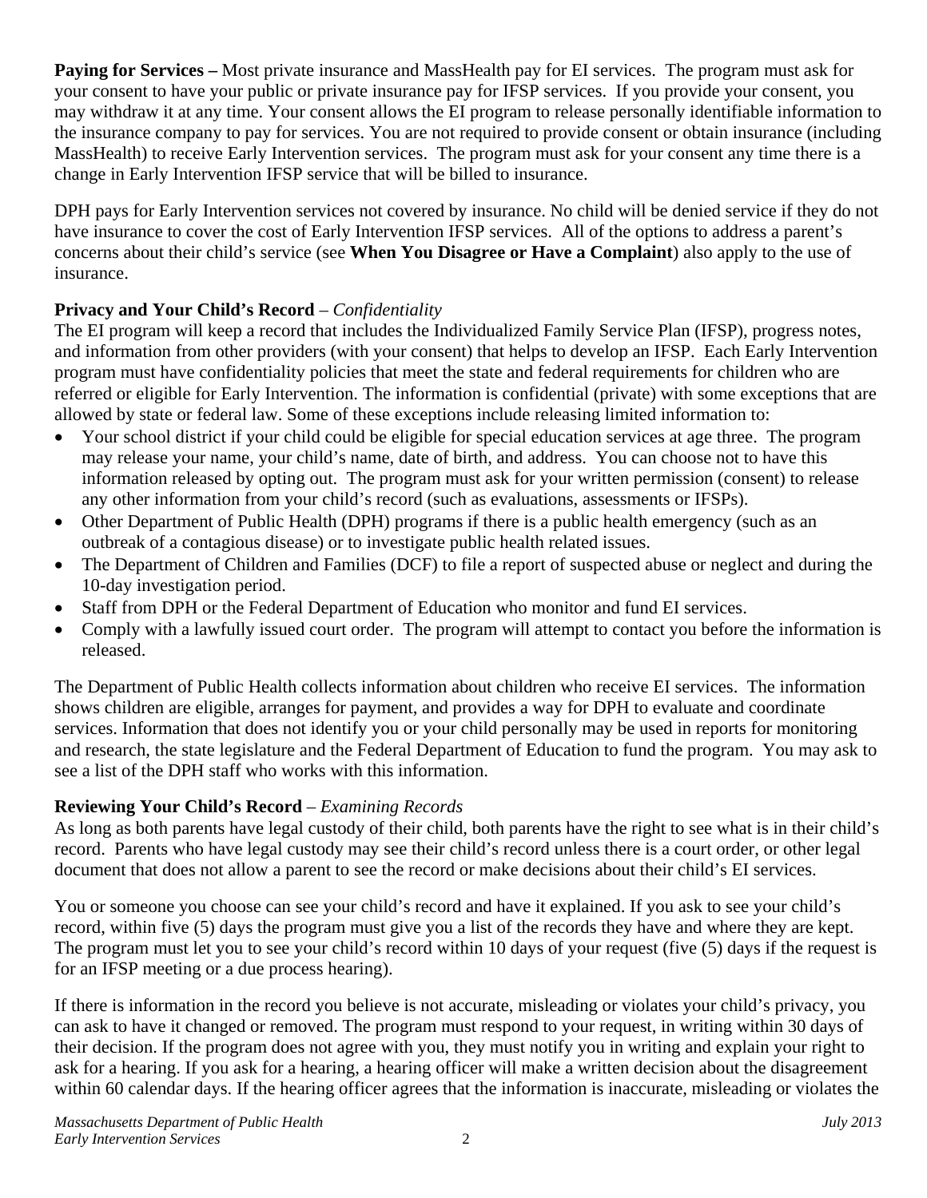**Paying for Services –** Most private insurance and MassHealth pay for EI services. The program must ask for your consent to have your public or private insurance pay for IFSP services. If you provide your consent, you may withdraw it at any time. Your consent allows the EI program to release personally identifiable information to the insurance company to pay for services. You are not required to provide consent or obtain insurance (including MassHealth) to receive Early Intervention services. The program must ask for your consent any time there is a change in Early Intervention IFSP service that will be billed to insurance.

DPH pays for Early Intervention services not covered by insurance. No child will be denied service if they do not have insurance to cover the cost of Early Intervention IFSP services. All of the options to address a parent's concerns about their child's service (see **When You Disagree or Have a Complaint**) also apply to the use of insurance.

**Privacy and Your Child's Record** – *Confidentiality*

The EI program will keep a record that includes the Individualized Family Service Plan (IFSP), progress notes, and information from other providers (with your consent) that helps to develop an IFSP. Each Early Intervention program must have confidentiality policies that meet the state and federal requirements for children who are referred or eligible for Early Intervention. The information is confidential (private) with some exceptions that are allowed by state or federal law. Some of these exceptions include releasing limited information to:

- Your school district if your child could be eligible for special education services at age three. The program may release your name, your child's name, date of birth, and address. You can choose not to have this information released by opting out. The program must ask for your written permission (consent) to release any other information from your child's record (such as evaluations, assessments or IFSPs).
- Other Department of Public Health (DPH) programs if there is a public health emergency (such as an outbreak of a contagious disease) or to investigate public health related issues.
- The Department of Children and Families (DCF) to file a report of suspected abuse or neglect and during the 10-day investigation period.
- Staff from DPH or the Federal Department of Education who monitor and fund EI services.
- Comply with a lawfully issued court order. The program will attempt to contact you before the information is released.

The Department of Public Health collects information about children who receive EI services. The information shows children are eligible, arranges for payment, and provides a way for DPH to evaluate and coordinate services. Information that does not identify you or your child personally may be used in reports for monitoring and research, the state legislature and the Federal Department of Education to fund the program. You may ask to see a list of the DPH staff who works with this information.

**Reviewing Your Child's Record** – *Examining Records*

As long as both parents have legal custody of their child, both parents have the right to see what is in their child's record. Parents who have legal custody may see their child's record unless there is a court order, or other legal document that does not allow a parent to see the record or make decisions about their child's EI services.

You or someone you choose can see your child's record and have it explained. If you ask to see your child's record, within five (5) days the program must give you a list of the records they have and where they are kept. The program must let you to see your child's record within 10 days of your request (five (5) days if the request is for an IFSP meeting or a due process hearing).

If there is information in the record you believe is not accurate, misleading or violates your child's privacy, you can ask to have it changed or removed. The program must respond to your request, in writing within 30 days of their decision. If the program does not agree with you, they must notify you in writing and explain your right to ask for a hearing. If you ask for a hearing, a hearing officer will make a written decision about the disagreement within 60 calendar days. If the hearing officer agrees that the information is inaccurate, misleading or violates the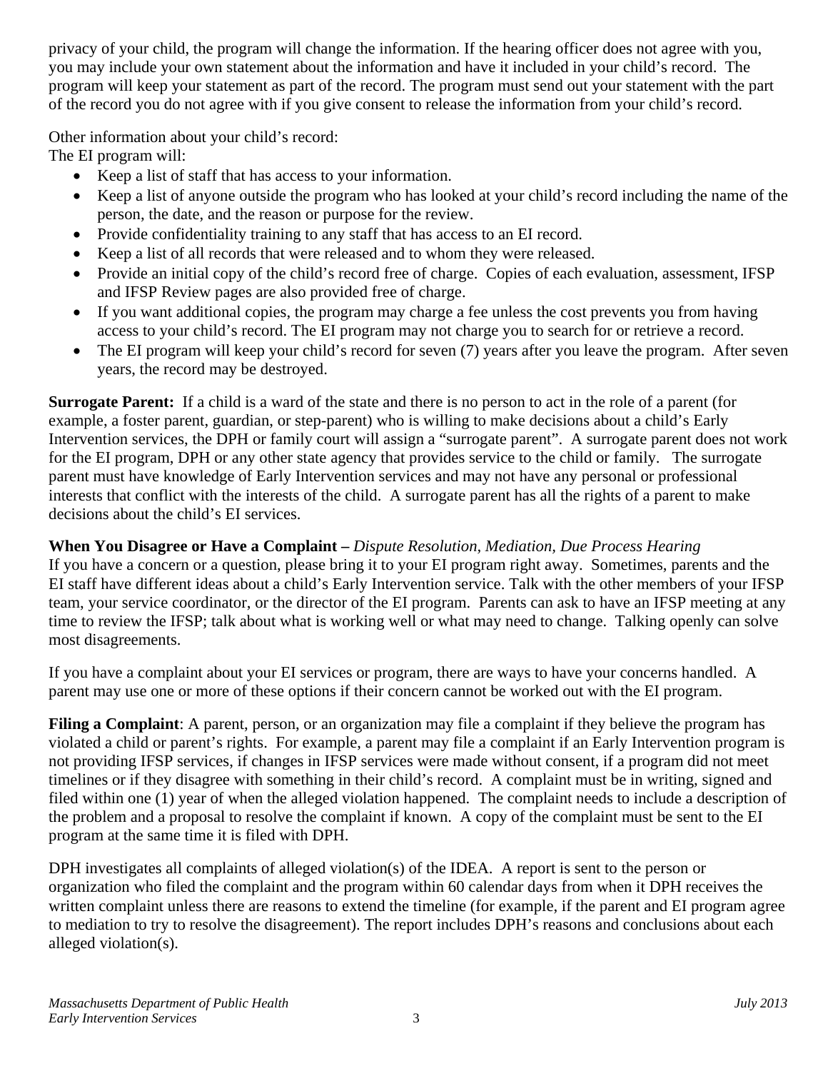privacy of your child, the program will change the information. If the hearing officer does not agree with you, you may include your own statement about the information and have it included in your child's record. The program will keep your statement as part of the record. The program must send out your statement with the part of the record you do not agree with if you give consent to release the information from your child's record.

Other information about your child's record:
The EI program will:

- Keep a list of staff that has access to your information.
- Keep a list of anyone outside the program who has looked at your child's record including the name of the person, the date, and the reason or purpose for the review.
- Provide confidentiality training to any staff that has access to an EI record.
- Keep a list of all records that were released and to whom they were released.
- Provide an initial copy of the child's record free of charge. Copies of each evaluation, assessment, IFSP and IFSP Review pages are also provided free of charge.
- If you want additional copies, the program may charge a fee unless the cost prevents you from having access to your child's record. The EI program may not charge you to search for or retrieve a record.
- The EI program will keep your child's record for seven (7) years after you leave the program. After seven years, the record may be destroyed.

**Surrogate Parent:** If a child is a ward of the state and there is no person to act in the role of a parent (for example, a foster parent, guardian, or step-parent) who is willing to make decisions about a child's Early Intervention services, the DPH or family court will assign a "surrogate parent". A surrogate parent does not work for the EI program, DPH or any other state agency that provides service to the child or family. The surrogate parent must have knowledge of Early Intervention services and may not have any personal or professional interests that conflict with the interests of the child. A surrogate parent has all the rights of a parent to make decisions about the child's EI services.

**When You Disagree or Have a Complaint –** *Dispute Resolution, Mediation, Due Process Hearing*
If you have a concern or a question, please bring it to your EI program right away. Sometimes, parents and the EI staff have different ideas about a child's Early Intervention service. Talk with the other members of your IFSP team, your service coordinator, or the director of the EI program. Parents can ask to have an IFSP meeting at any time to review the IFSP; talk about what is working well or what may need to change. Talking openly can solve most disagreements.

If you have a complaint about your EI services or program, there are ways to have your concerns handled. A parent may use one or more of these options if their concern cannot be worked out with the EI program.

**Filing a Complaint**: A parent, person, or an organization may file a complaint if they believe the program has violated a child or parent's rights. For example, a parent may file a complaint if an Early Intervention program is not providing IFSP services, if changes in IFSP services were made without consent, if a program did not meet timelines or if they disagree with something in their child's record. A complaint must be in writing, signed and filed within one (1) year of when the alleged violation happened. The complaint needs to include a description of the problem and a proposal to resolve the complaint if known. A copy of the complaint must be sent to the EI program at the same time it is filed with DPH.

DPH investigates all complaints of alleged violation(s) of the IDEA. A report is sent to the person or organization who filed the complaint and the program within 60 calendar days from when it DPH receives the written complaint unless there are reasons to extend the timeline (for example, if the parent and EI program agree to mediation to try to resolve the disagreement). The report includes DPH's reasons and conclusions about each alleged violation(s).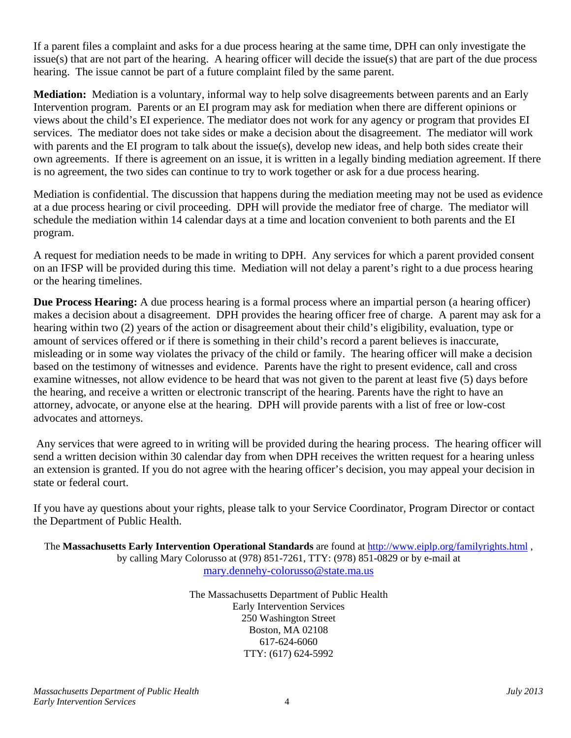If a parent files a complaint and asks for a due process hearing at the same time, DPH can only investigate the issue(s) that are not part of the hearing. A hearing officer will decide the issue(s) that are part of the due process hearing. The issue cannot be part of a future complaint filed by the same parent.

**Mediation:** Mediation is a voluntary, informal way to help solve disagreements between parents and an Early Intervention program. Parents or an EI program may ask for mediation when there are different opinions or views about the child's EI experience. The mediator does not work for any agency or program that provides EI services. The mediator does not take sides or make a decision about the disagreement. The mediator will work with parents and the EI program to talk about the issue(s), develop new ideas, and help both sides create their own agreements. If there is agreement on an issue, it is written in a legally binding mediation agreement. If there is no agreement, the two sides can continue to try to work together or ask for a due process hearing.

Mediation is confidential. The discussion that happens during the mediation meeting may not be used as evidence at a due process hearing or civil proceeding. DPH will provide the mediator free of charge. The mediator will schedule the mediation within 14 calendar days at a time and location convenient to both parents and the EI program.

A request for mediation needs to be made in writing to DPH. Any services for which a parent provided consent on an IFSP will be provided during this time. Mediation will not delay a parent's right to a due process hearing or the hearing timelines.

**Due Process Hearing:** A due process hearing is a formal process where an impartial person (a hearing officer) makes a decision about a disagreement. DPH provides the hearing officer free of charge. A parent may ask for a hearing within two (2) years of the action or disagreement about their child's eligibility, evaluation, type or amount of services offered or if there is something in their child's record a parent believes is inaccurate, misleading or in some way violates the privacy of the child or family. The hearing officer will make a decision based on the testimony of witnesses and evidence. Parents have the right to present evidence, call and cross examine witnesses, not allow evidence to be heard that was not given to the parent at least five (5) days before the hearing, and receive a written or electronic transcript of the hearing. Parents have the right to have an attorney, advocate, or anyone else at the hearing. DPH will provide parents with a list of free or low-cost advocates and attorneys.

Any services that were agreed to in writing will be provided during the hearing process. The hearing officer will send a written decision within 30 calendar day from when DPH receives the written request for a hearing unless an extension is granted. If you do not agree with the hearing officer's decision, you may appeal your decision in state or federal court.

If you have ay questions about your rights, please talk to your Service Coordinator, Program Director or contact the Department of Public Health.

The **Massachusetts Early Intervention Operational Standards** are found at http://www.eiplp.org/familyrights.html , by calling Mary Colorusso at (978) 851-7261, TTY: (978) 851-0829 or by e-mail at mary.dennehy-colorusso@state.ma.us

The Massachusetts Department of Public Health
Early Intervention Services
250 Washington Street
Boston, MA 02108
617-624-6060
TTY: (617) 624-5992